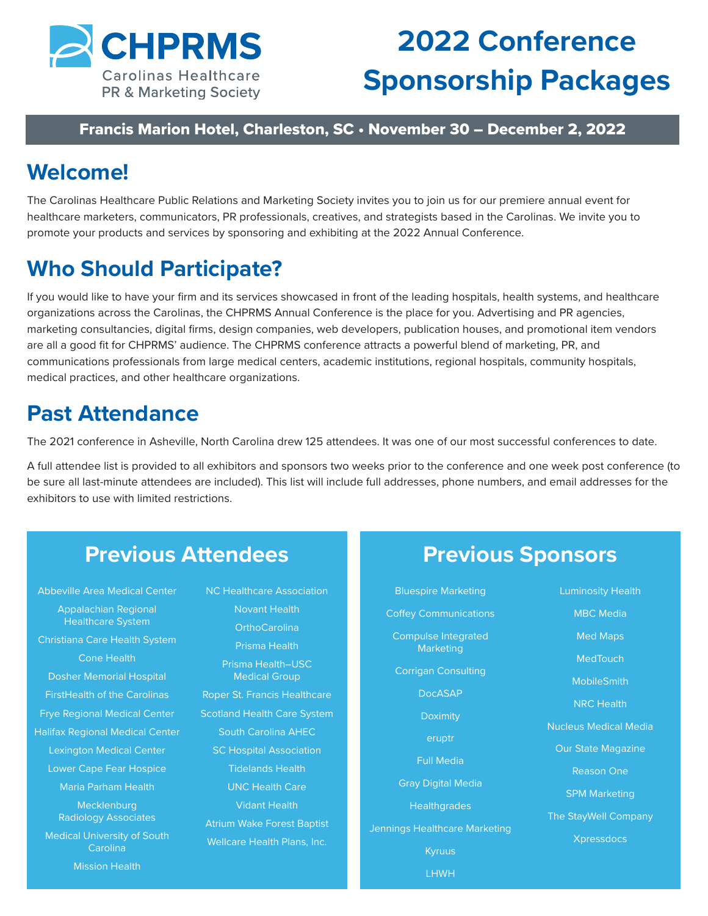# CHPRMS

Carolinas Healthcare PR & Marketing Society

# 2022 Conference Sponsorship Packages

**Francis Marion Hotel, Charleston, SC • November 30 – December 2, 2022**

## Welcome!

The Carolinas Healthcare Public Relations and Marketing Society invites you to join us for our premiere annual event for healthcare marketers, communicators, PR professionals, creatives, and strategists based in the Carolinas. We invite you to promote your products and services by sponsoring and exhibiting at the 2022 Annual Conference.

## Who Should Participate?

If you would like to have your firm and its services showcased in front of the leading hospitals, health systems, and healthcare organizations across the Carolinas, the CHPRMS Annual Conference is the place for you. Advertising and PR agencies, marketing consultancies, digital firms, design companies, web developers, publication houses, and promotional item vendors are all a good fit for CHPRMS' audience. The CHPRMS conference attracts a powerful blend of marketing, PR, and communications professionals from large medical centers, academic institutions, regional hospitals, community hospitals, medical practices, and other healthcare organizations.

## Past Attendance

The 2021 conference in Asheville, North Carolina drew 125 attendees. It was one of our most successful conferences to date.

A full attendee list is provided to all exhibitors and sponsors two weeks prior to the conference and one week post conference (to be sure all last-minute attendees are included). This list will include full addresses, phone numbers, and email addresses for the exhibitors to use with limited restrictions.

## Previous Attendees

- Abbeville Area Medical Center
- Appalachian Regional Healthcare System
- Christiana Care Health System
- Cone Health
- Dosher Memorial Hospital
- FirstHealth of the Carolinas
- Frye Regional Medical Center
- Halifax Regional Medical Center
- Lexington Medical Center
- Lower Cape Fear Hospice
- Maria Parham Health
- Mecklenburg Radiology Associates
- Medical University of South Carolina
- Mission Health
- NC Healthcare Association
- Novant Health
- OrthoCarolina
- Prisma Health
- Prisma Health–USC Medical Group
- Roper St. Francis Healthcare
- Scotland Health Care System
- South Carolina AHEC
- SC Hospital Association
- Tidelands Health
- UNC Health Care
- Vidant Health
- Atrium Wake Forest Baptist
- Wellcare Health Plans, Inc.

## Previous Sponsors

- Bluespire Marketing
- Coffey Communications
- Compulse Integrated Marketing
- Corrigan Consulting
- DocASAP
- Doximity
- eruptr
- Full Media
- Gray Digital Media
- Healthgrades
- Jennings Healthcare Marketing
- Kyruus
- LHWH
- Luminosity Health
- MBC Media
- Med Maps
- MedTouch
- MobileSmith
- NRC Health
- Nucleus Medical Media
- Our State Magazine
- Reason One
- SPM Marketing
- The StayWell Company
- Xpressdocs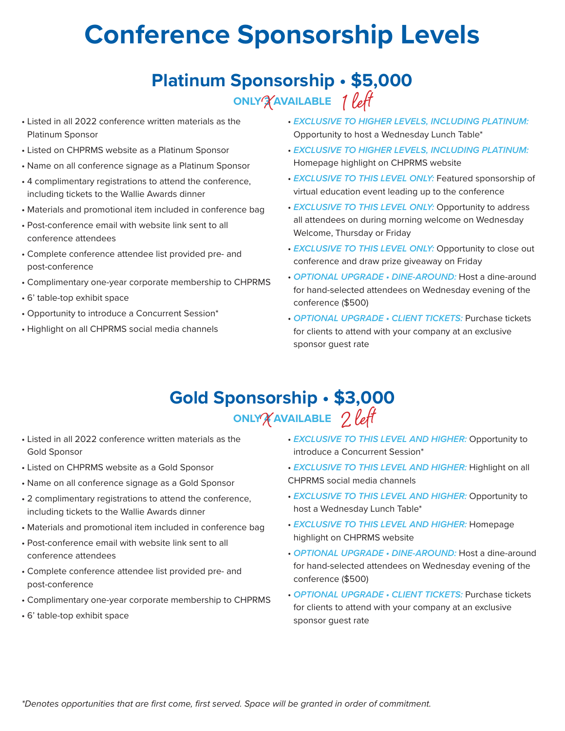# Conference Sponsorship Levels

## Platinum Sponsorship • $5,000

ONLY ~~3~~ AVAILABLE *1 left*

- Listed in all 2022 conference written materials as the Platinum Sponsor
- Listed on CHPRMS website as a Platinum Sponsor
- Name on all conference signage as a Platinum Sponsor
- 4 complimentary registrations to attend the conference, including tickets to the Wallie Awards dinner
- Materials and promotional item included in conference bag
- Post-conference email with website link sent to all conference attendees
- Complete conference attendee list provided pre- and post-conference
- Complimentary one-year corporate membership to CHPRMS
- 6' table-top exhibit space
- Opportunity to introduce a Concurrent Session*
- Highlight on all CHPRMS social media channels
- ***EXCLUSIVE TO HIGHER LEVELS, INCLUDING PLATINUM:*** Opportunity to host a Wednesday Lunch Table*
- ***EXCLUSIVE TO HIGHER LEVELS, INCLUDING PLATINUM:*** Homepage highlight on CHPRMS website
- ***EXCLUSIVE TO THIS LEVEL ONLY:*** Featured sponsorship of virtual education event leading up to the conference
- ***EXCLUSIVE TO THIS LEVEL ONLY:*** Opportunity to address all attendees on during morning welcome on Wednesday Welcome, Thursday or Friday
- ***EXCLUSIVE TO THIS LEVEL ONLY:*** Opportunity to close out conference and draw prize giveaway on Friday
- ***OPTIONAL UPGRADE • DINE-AROUND:*** Host a dine-around for hand-selected attendees on Wednesday evening of the conference ($500)
- ***OPTIONAL UPGRADE • CLIENT TICKETS:*** Purchase tickets for clients to attend with your company at an exclusive sponsor guest rate

## Gold Sponsorship • $3,000

ONLY ~~4~~ AVAILABLE *2 left*

- Listed in all 2022 conference written materials as the Gold Sponsor
- Listed on CHPRMS website as a Gold Sponsor
- Name on all conference signage as a Gold Sponsor
- 2 complimentary registrations to attend the conference, including tickets to the Wallie Awards dinner
- Materials and promotional item included in conference bag
- Post-conference email with website link sent to all conference attendees
- Complete conference attendee list provided pre- and post-conference
- Complimentary one-year corporate membership to CHPRMS
- 6' table-top exhibit space
- ***EXCLUSIVE TO THIS LEVEL AND HIGHER:*** Opportunity to introduce a Concurrent Session*
- ***EXCLUSIVE TO THIS LEVEL AND HIGHER:*** Highlight on all CHPRMS social media channels
- ***EXCLUSIVE TO THIS LEVEL AND HIGHER:*** Opportunity to host a Wednesday Lunch Table*
- ***EXCLUSIVE TO THIS LEVEL AND HIGHER:*** Homepage highlight on CHPRMS website
- ***OPTIONAL UPGRADE • DINE-AROUND:*** Host a dine-around for hand-selected attendees on Wednesday evening of the conference ($500)
- ***OPTIONAL UPGRADE • CLIENT TICKETS:*** Purchase tickets for clients to attend with your company at an exclusive sponsor guest rate

*\*Denotes opportunities that are first come, first served. Space will be granted in order of commitment.*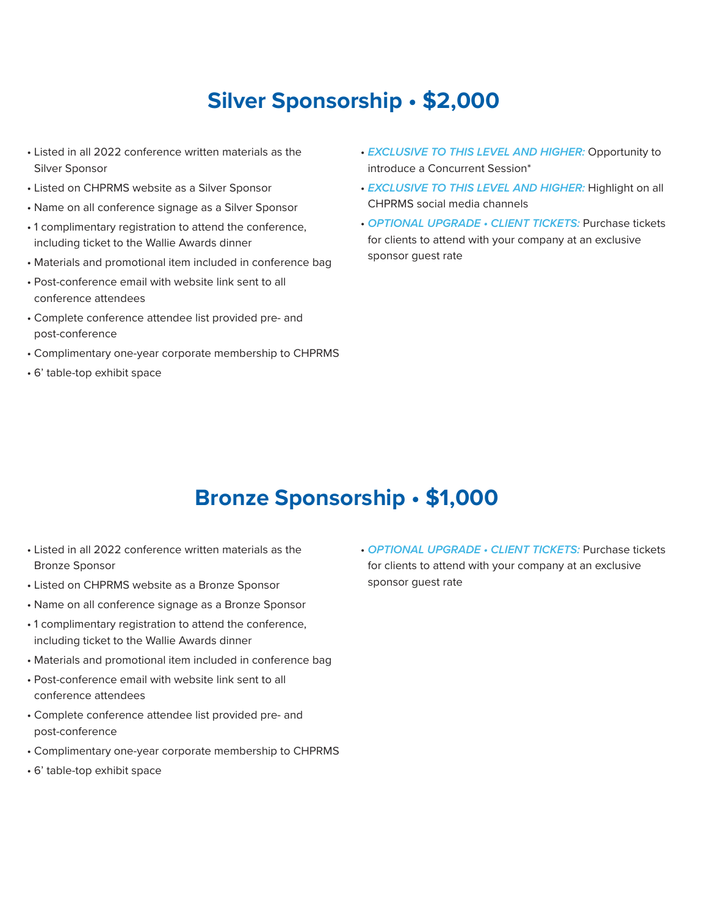## Silver Sponsorship • $2,000

- Listed in all 2022 conference written materials as the Silver Sponsor
- Listed on CHPRMS website as a Silver Sponsor
- Name on all conference signage as a Silver Sponsor
- 1 complimentary registration to attend the conference, including ticket to the Wallie Awards dinner
- Materials and promotional item included in conference bag
- Post-conference email with website link sent to all conference attendees
- Complete conference attendee list provided pre- and post-conference
- Complimentary one-year corporate membership to CHPRMS
- 6' table-top exhibit space
- ***EXCLUSIVE TO THIS LEVEL AND HIGHER:*** Opportunity to introduce a Concurrent Session*
- ***EXCLUSIVE TO THIS LEVEL AND HIGHER:*** Highlight on all CHPRMS social media channels
- ***OPTIONAL UPGRADE • CLIENT TICKETS:*** Purchase tickets for clients to attend with your company at an exclusive sponsor guest rate

## Bronze Sponsorship • $1,000

- Listed in all 2022 conference written materials as the Bronze Sponsor
- Listed on CHPRMS website as a Bronze Sponsor
- Name on all conference signage as a Bronze Sponsor
- 1 complimentary registration to attend the conference, including ticket to the Wallie Awards dinner
- Materials and promotional item included in conference bag
- Post-conference email with website link sent to all conference attendees
- Complete conference attendee list provided pre- and post-conference
- Complimentary one-year corporate membership to CHPRMS
- 6' table-top exhibit space
- ***OPTIONAL UPGRADE • CLIENT TICKETS:*** Purchase tickets for clients to attend with your company at an exclusive sponsor guest rate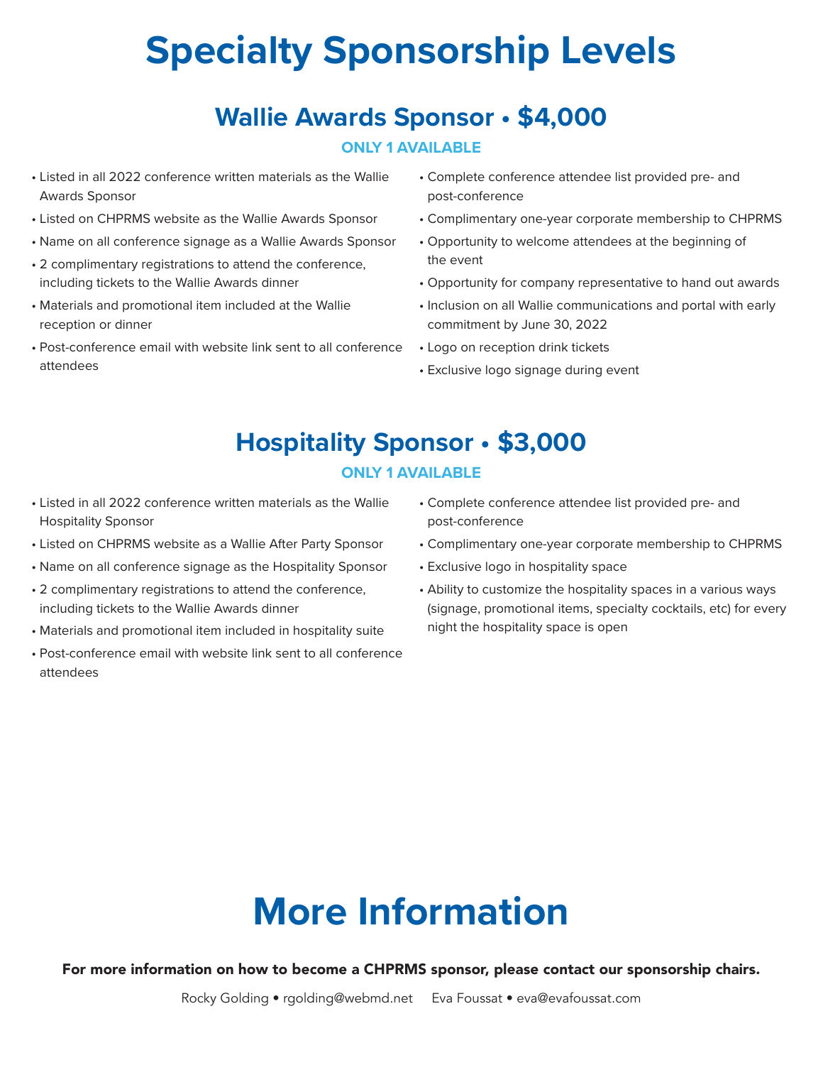# Specialty Sponsorship Levels

## Wallie Awards Sponsor • $4,000

### ONLY 1 AVAILABLE

- Listed in all 2022 conference written materials as the Wallie Awards Sponsor
- Listed on CHPRMS website as the Wallie Awards Sponsor
- Name on all conference signage as a Wallie Awards Sponsor
- 2 complimentary registrations to attend the conference, including tickets to the Wallie Awards dinner
- Materials and promotional item included at the Wallie reception or dinner
- Post-conference email with website link sent to all conference attendees
- Complete conference attendee list provided pre- and post-conference
- Complimentary one-year corporate membership to CHPRMS
- Opportunity to welcome attendees at the beginning of the event
- Opportunity for company representative to hand out awards
- Inclusion on all Wallie communications and portal with early commitment by June 30, 2022
- Logo on reception drink tickets
- Exclusive logo signage during event

## Hospitality Sponsor • $3,000

### ONLY 1 AVAILABLE

- Listed in all 2022 conference written materials as the Wallie Hospitality Sponsor
- Listed on CHPRMS website as a Wallie After Party Sponsor
- Name on all conference signage as the Hospitality Sponsor
- 2 complimentary registrations to attend the conference, including tickets to the Wallie Awards dinner
- Materials and promotional item included in hospitality suite
- Post-conference email with website link sent to all conference attendees
- Complete conference attendee list provided pre- and post-conference
- Complimentary one-year corporate membership to CHPRMS
- Exclusive logo in hospitality space
- Ability to customize the hospitality spaces in a various ways (signage, promotional items, specialty cocktails, etc) for every night the hospitality space is open

# More Information

**For more information on how to become a CHPRMS sponsor, please contact our sponsorship chairs.**

Rocky Golding • rgolding@webmd.net Eva Foussat • eva@evafoussat.com